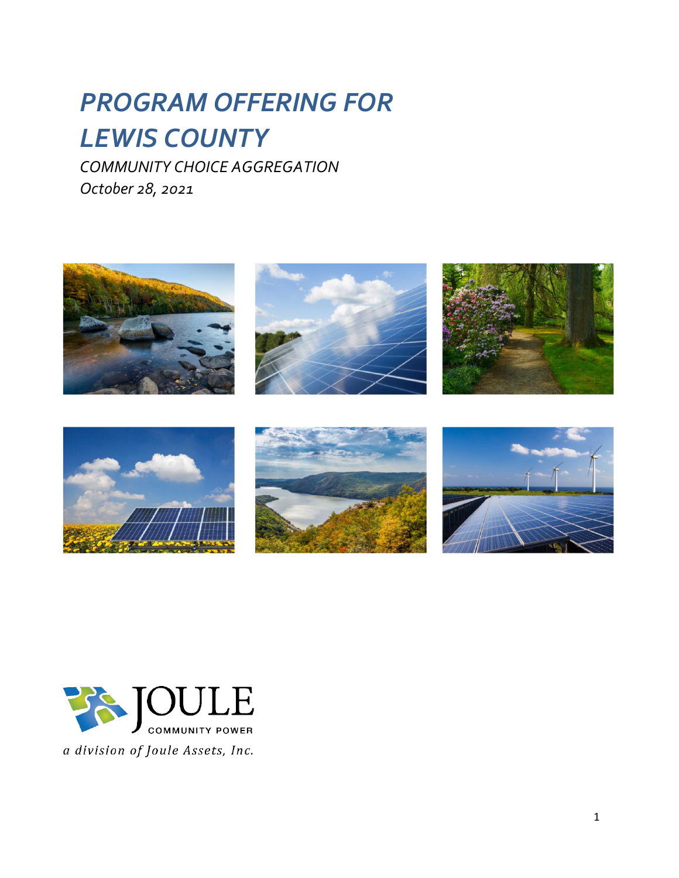# PROGRAM OFFERING FOR LEWIS COUNTY

*COMMUNITY CHOICE AGGREGATION*

*October 28, 2021*

JOULE COMMUNITY POWER

*a division of Joule Assets, Inc.*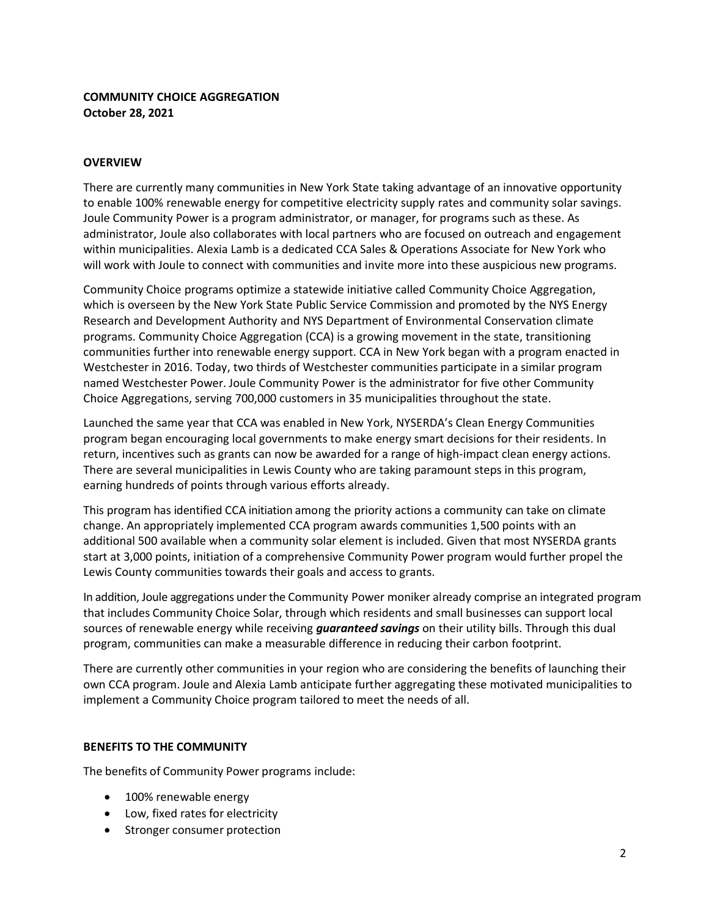**COMMUNITY CHOICE AGGREGATION**
**October 28, 2021**

## OVERVIEW

There are currently many communities in New York State taking advantage of an innovative opportunity to enable 100% renewable energy for competitive electricity supply rates and community solar savings. Joule Community Power is a program administrator, or manager, for programs such as these. As administrator, Joule also collaborates with local partners who are focused on outreach and engagement within municipalities. Alexia Lamb is a dedicated CCA Sales & Operations Associate for New York who will work with Joule to connect with communities and invite more into these auspicious new programs.

Community Choice programs optimize a statewide initiative called Community Choice Aggregation, which is overseen by the New York State Public Service Commission and promoted by the NYS Energy Research and Development Authority and NYS Department of Environmental Conservation climate programs. Community Choice Aggregation (CCA) is a growing movement in the state, transitioning communities further into renewable energy support. CCA in New York began with a program enacted in Westchester in 2016. Today, two thirds of Westchester communities participate in a similar program named Westchester Power. Joule Community Power is the administrator for five other Community Choice Aggregations, serving 700,000 customers in 35 municipalities throughout the state.

Launched the same year that CCA was enabled in New York, NYSERDA's Clean Energy Communities program began encouraging local governments to make energy smart decisions for their residents. In return, incentives such as grants can now be awarded for a range of high-impact clean energy actions. There are several municipalities in Lewis County who are taking paramount steps in this program, earning hundreds of points through various efforts already.

This program has identified CCA initiation among the priority actions a community can take on climate change. An appropriately implemented CCA program awards communities 1,500 points with an additional 500 available when a community solar element is included. Given that most NYSERDA grants start at 3,000 points, initiation of a comprehensive Community Power program would further propel the Lewis County communities towards their goals and access to grants.

In addition, Joule aggregations under the Community Power moniker already comprise an integrated program that includes Community Choice Solar, through which residents and small businesses can support local sources of renewable energy while receiving ***guaranteed savings*** on their utility bills. Through this dual program, communities can make a measurable difference in reducing their carbon footprint.

There are currently other communities in your region who are considering the benefits of launching their own CCA program. Joule and Alexia Lamb anticipate further aggregating these motivated municipalities to implement a Community Choice program tailored to meet the needs of all.

## BENEFITS TO THE COMMUNITY

The benefits of Community Power programs include:

- 100% renewable energy
- Low, fixed rates for electricity
- Stronger consumer protection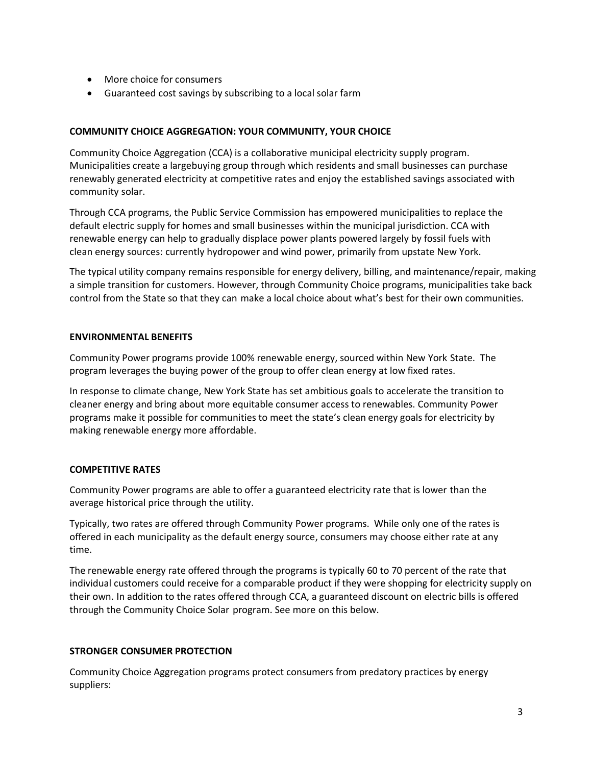- More choice for consumers
- Guaranteed cost savings by subscribing to a local solar farm

**COMMUNITY CHOICE AGGREGATION: YOUR COMMUNITY, YOUR CHOICE**

Community Choice Aggregation (CCA) is a collaborative municipal electricity supply program. Municipalities create a largebuying group through which residents and small businesses can purchase renewably generated electricity at competitive rates and enjoy the established savings associated with community solar.

Through CCA programs, the Public Service Commission has empowered municipalities to replace the default electric supply for homes and small businesses within the municipal jurisdiction. CCA with renewable energy can help to gradually displace power plants powered largely by fossil fuels with clean energy sources: currently hydropower and wind power, primarily from upstate New York.

The typical utility company remains responsible for energy delivery, billing, and maintenance/repair, making a simple transition for customers. However, through Community Choice programs, municipalities take back control from the State so that they can make a local choice about what's best for their own communities.

**ENVIRONMENTAL BENEFITS**

Community Power programs provide 100% renewable energy, sourced within New York State. The program leverages the buying power of the group to offer clean energy at low fixed rates.

In response to climate change, New York State has set ambitious goals to accelerate the transition to cleaner energy and bring about more equitable consumer access to renewables. Community Power programs make it possible for communities to meet the state's clean energy goals for electricity by making renewable energy more affordable.

**COMPETITIVE RATES**

Community Power programs are able to offer a guaranteed electricity rate that is lower than the average historical price through the utility.

Typically, two rates are offered through Community Power programs. While only one of the rates is offered in each municipality as the default energy source, consumers may choose either rate at any time.

The renewable energy rate offered through the programs is typically 60 to 70 percent of the rate that individual customers could receive for a comparable product if they were shopping for electricity supply on their own. In addition to the rates offered through CCA, a guaranteed discount on electric bills is offered through the Community Choice Solar program. See more on this below.

**STRONGER CONSUMER PROTECTION**

Community Choice Aggregation programs protect consumers from predatory practices by energy suppliers: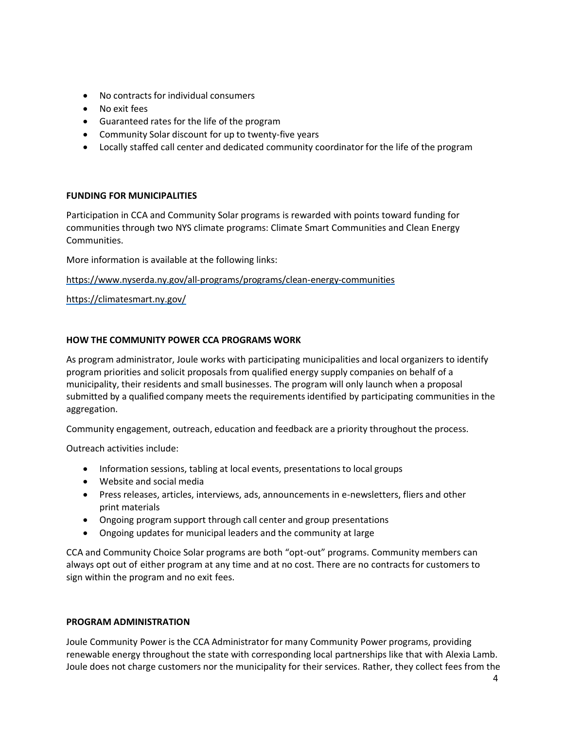- No contracts for individual consumers
- No exit fees
- Guaranteed rates for the life of the program
- Community Solar discount for up to twenty-five years
- Locally staffed call center and dedicated community coordinator for the life of the program

**FUNDING FOR MUNICIPALITIES**

Participation in CCA and Community Solar programs is rewarded with points toward funding for communities through two NYS climate programs: Climate Smart Communities and Clean Energy Communities.

More information is available at the following links:

https://www.nyserda.ny.gov/all-programs/programs/clean-energy-communities

https://climatesmart.ny.gov/

**HOW THE COMMUNITY POWER CCA PROGRAMS WORK**

As program administrator, Joule works with participating municipalities and local organizers to identify program priorities and solicit proposals from qualified energy supply companies on behalf of a municipality, their residents and small businesses. The program will only launch when a proposal submitted by a qualified company meets the requirements identified by participating communities in the aggregation.

Community engagement, outreach, education and feedback are a priority throughout the process.

Outreach activities include:

- Information sessions, tabling at local events, presentations to local groups
- Website and social media
- Press releases, articles, interviews, ads, announcements in e-newsletters, fliers and other print materials
- Ongoing program support through call center and group presentations
- Ongoing updates for municipal leaders and the community at large

CCA and Community Choice Solar programs are both "opt-out" programs. Community members can always opt out of either program at any time and at no cost. There are no contracts for customers to sign within the program and no exit fees.

**PROGRAM ADMINISTRATION**

Joule Community Power is the CCA Administrator for many Community Power programs, providing renewable energy throughout the state with corresponding local partnerships like that with Alexia Lamb. Joule does not charge customers nor the municipality for their services. Rather, they collect fees from the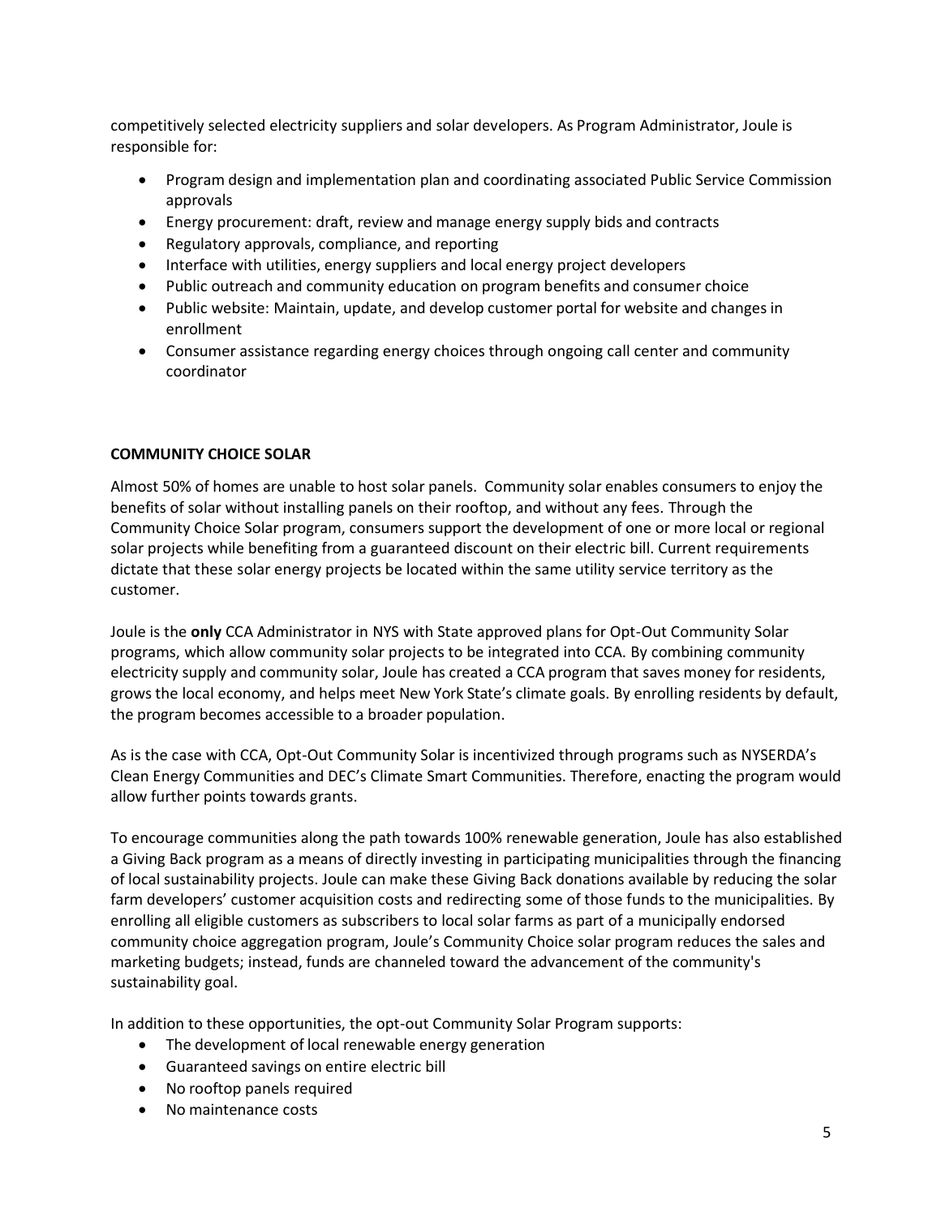competitively selected electricity suppliers and solar developers. As Program Administrator, Joule is responsible for:

- Program design and implementation plan and coordinating associated Public Service Commission approvals
- Energy procurement: draft, review and manage energy supply bids and contracts
- Regulatory approvals, compliance, and reporting
- Interface with utilities, energy suppliers and local energy project developers
- Public outreach and community education on program benefits and consumer choice
- Public website: Maintain, update, and develop customer portal for website and changes in enrollment
- Consumer assistance regarding energy choices through ongoing call center and community coordinator

**COMMUNITY CHOICE SOLAR**

Almost 50% of homes are unable to host solar panels. Community solar enables consumers to enjoy the benefits of solar without installing panels on their rooftop, and without any fees. Through the Community Choice Solar program, consumers support the development of one or more local or regional solar projects while benefiting from a guaranteed discount on their electric bill. Current requirements dictate that these solar energy projects be located within the same utility service territory as the customer.

Joule is the **only** CCA Administrator in NYS with State approved plans for Opt-Out Community Solar programs, which allow community solar projects to be integrated into CCA. By combining community electricity supply and community solar, Joule has created a CCA program that saves money for residents, grows the local economy, and helps meet New York State's climate goals. By enrolling residents by default, the program becomes accessible to a broader population.

As is the case with CCA, Opt-Out Community Solar is incentivized through programs such as NYSERDA's Clean Energy Communities and DEC's Climate Smart Communities. Therefore, enacting the program would allow further points towards grants.

To encourage communities along the path towards 100% renewable generation, Joule has also established a Giving Back program as a means of directly investing in participating municipalities through the financing of local sustainability projects. Joule can make these Giving Back donations available by reducing the solar farm developers' customer acquisition costs and redirecting some of those funds to the municipalities. By enrolling all eligible customers as subscribers to local solar farms as part of a municipally endorsed community choice aggregation program, Joule's Community Choice solar program reduces the sales and marketing budgets; instead, funds are channeled toward the advancement of the community's sustainability goal.

In addition to these opportunities, the opt-out Community Solar Program supports:

- The development of local renewable energy generation
- Guaranteed savings on entire electric bill
- No rooftop panels required
- No maintenance costs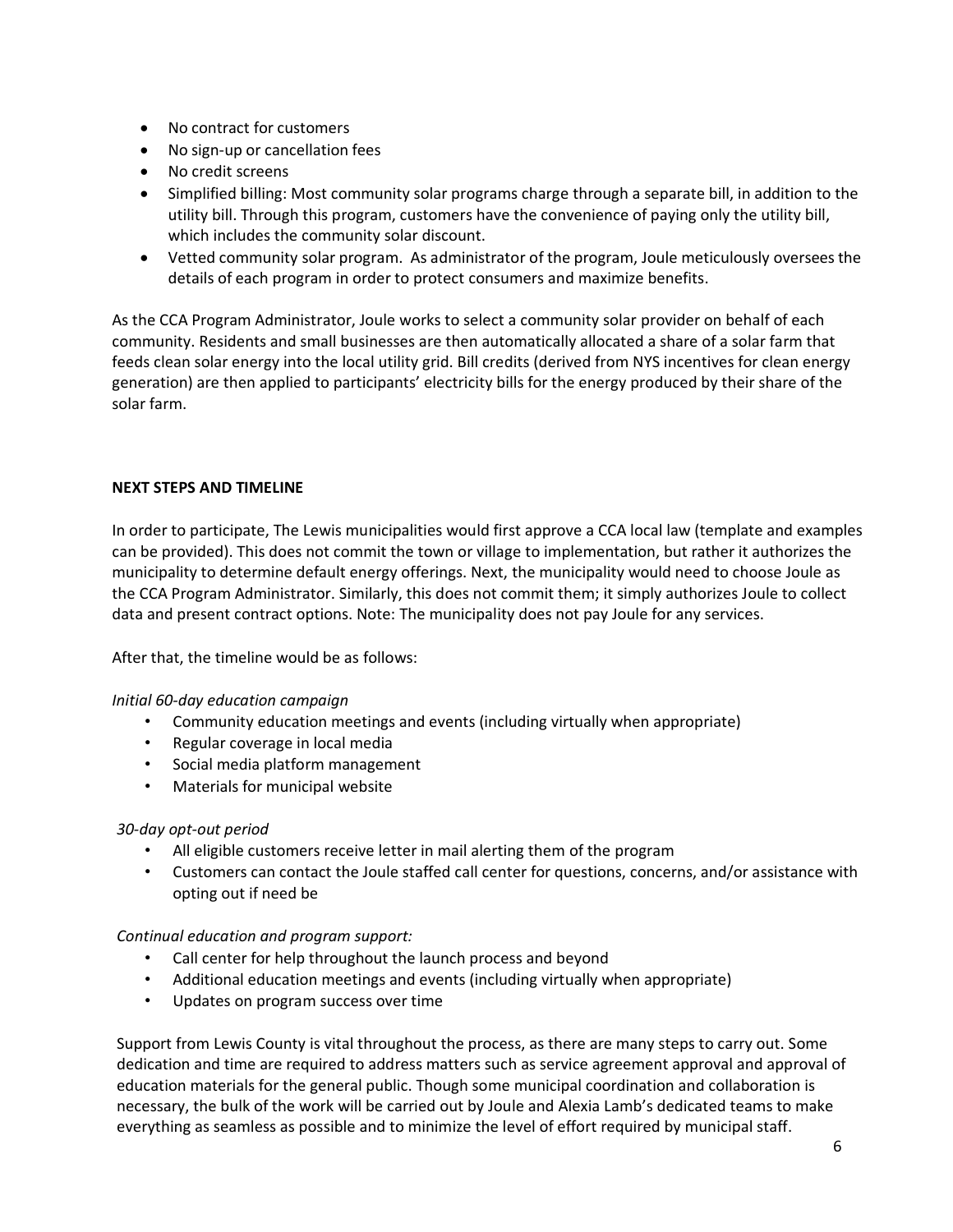- No contract for customers
- No sign-up or cancellation fees
- No credit screens
- Simplified billing: Most community solar programs charge through a separate bill, in addition to the utility bill. Through this program, customers have the convenience of paying only the utility bill, which includes the community solar discount.
- Vetted community solar program. As administrator of the program, Joule meticulously oversees the details of each program in order to protect consumers and maximize benefits.

As the CCA Program Administrator, Joule works to select a community solar provider on behalf of each community. Residents and small businesses are then automatically allocated a share of a solar farm that feeds clean solar energy into the local utility grid. Bill credits (derived from NYS incentives for clean energy generation) are then applied to participants' electricity bills for the energy produced by their share of the solar farm.

**NEXT STEPS AND TIMELINE**

In order to participate, The Lewis municipalities would first approve a CCA local law (template and examples can be provided). This does not commit the town or village to implementation, but rather it authorizes the municipality to determine default energy offerings. Next, the municipality would need to choose Joule as the CCA Program Administrator. Similarly, this does not commit them; it simply authorizes Joule to collect data and present contract options. Note: The municipality does not pay Joule for any services.

After that, the timeline would be as follows:

*Initial 60-day education campaign*

- Community education meetings and events (including virtually when appropriate)
- Regular coverage in local media
- Social media platform management
- Materials for municipal website

*30-day opt-out period*

- All eligible customers receive letter in mail alerting them of the program
- Customers can contact the Joule staffed call center for questions, concerns, and/or assistance with opting out if need be

*Continual education and program support:*

- Call center for help throughout the launch process and beyond
- Additional education meetings and events (including virtually when appropriate)
- Updates on program success over time

Support from Lewis County is vital throughout the process, as there are many steps to carry out. Some dedication and time are required to address matters such as service agreement approval and approval of education materials for the general public. Though some municipal coordination and collaboration is necessary, the bulk of the work will be carried out by Joule and Alexia Lamb's dedicated teams to make everything as seamless as possible and to minimize the level of effort required by municipal staff.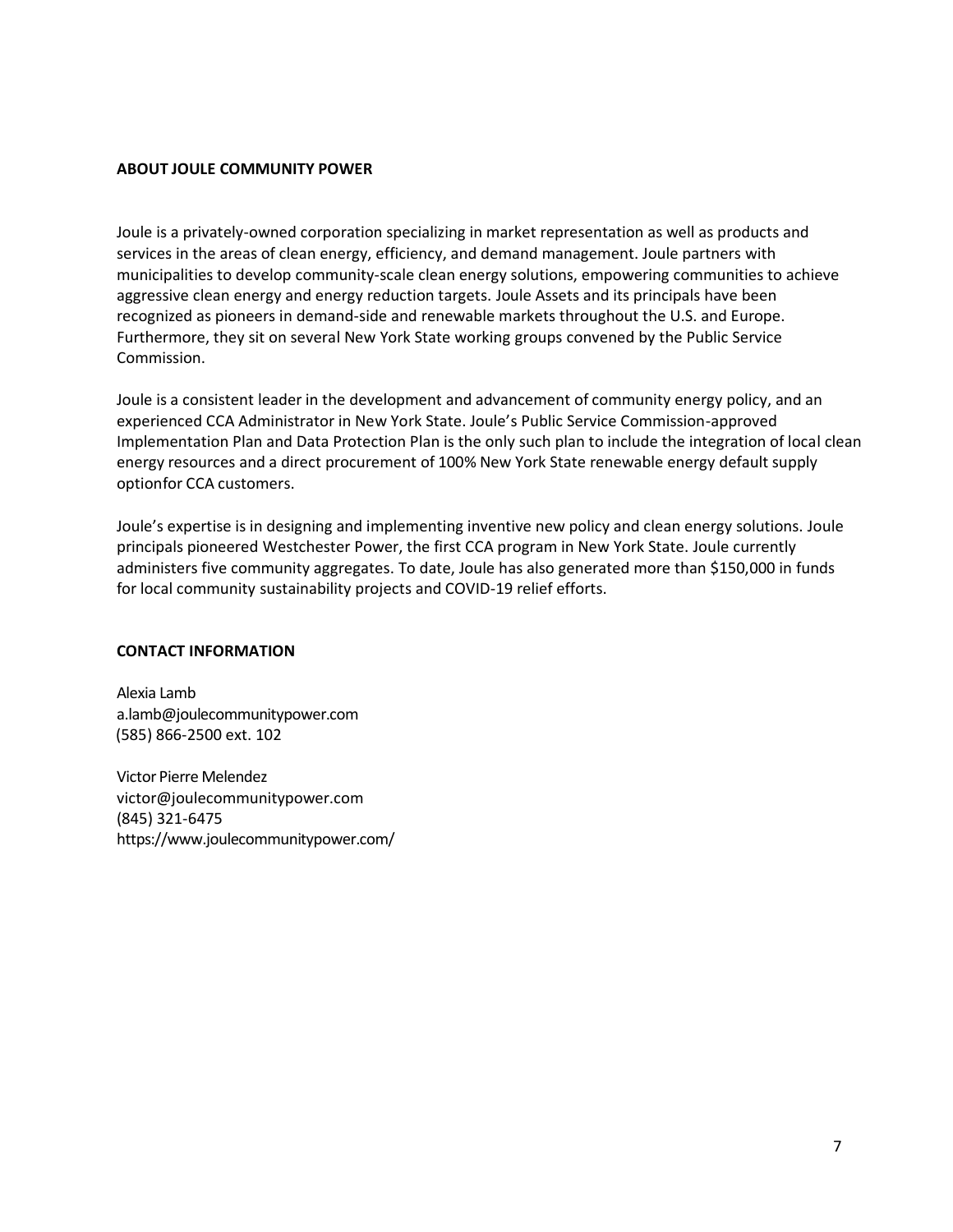**ABOUT JOULE COMMUNITY POWER**

Joule is a privately-owned corporation specializing in market representation as well as products and services in the areas of clean energy, efficiency, and demand management. Joule partners with municipalities to develop community-scale clean energy solutions, empowering communities to achieve aggressive clean energy and energy reduction targets. Joule Assets and its principals have been recognized as pioneers in demand-side and renewable markets throughout the U.S. and Europe. Furthermore, they sit on several New York State working groups convened by the Public Service Commission.

Joule is a consistent leader in the development and advancement of community energy policy, and an experienced CCA Administrator in New York State. Joule's Public Service Commission-approved Implementation Plan and Data Protection Plan is the only such plan to include the integration of local clean energy resources and a direct procurement of 100% New York State renewable energy default supply optionfor CCA customers.

Joule's expertise is in designing and implementing inventive new policy and clean energy solutions. Joule principals pioneered Westchester Power, the first CCA program in New York State. Joule currently administers five community aggregates. To date, Joule has also generated more than $150,000 in funds for local community sustainability projects and COVID-19 relief efforts.

**CONTACT INFORMATION**

Alexia Lamb
a.lamb@joulecommunitypower.com
(585) 866-2500 ext. 102

Victor Pierre Melendez
victor@joulecommunitypower.com
(845) 321-6475
https://www.joulecommunitypower.com/